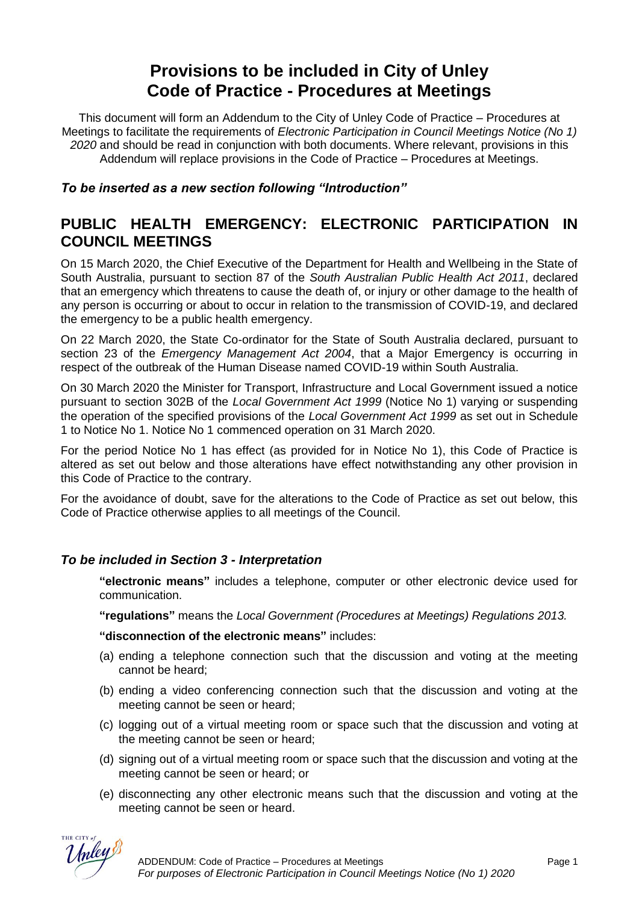# Provisions to be included in City of Unley Code of Practice - Procedures at Meetings

This document will form an Addendum to the City of Unley Code of Practice – Procedures at Meetings to facilitate the requirements of *Electronic Participation in Council Meetings Notice (No 1) 2020* and should be read in conjunction with both documents. Where relevant, provisions in this Addendum will replace provisions in the Code of Practice – Procedures at Meetings.

### *To be inserted as a new section following "Introduction"*

## PUBLIC HEALTH EMERGENCY: ELECTRONIC PARTICIPATION IN COUNCIL MEETINGS

On 15 March 2020, the Chief Executive of the Department for Health and Wellbeing in the State of South Australia, pursuant to section 87 of the *South Australian Public Health Act 2011*, declared that an emergency which threatens to cause the death of, or injury or other damage to the health of any person is occurring or about to occur in relation to the transmission of COVID-19, and declared the emergency to be a public health emergency.

On 22 March 2020, the State Co-ordinator for the State of South Australia declared, pursuant to section 23 of the *Emergency Management Act 2004*, that a Major Emergency is occurring in respect of the outbreak of the Human Disease named COVID-19 within South Australia.

On 30 March 2020 the Minister for Transport, Infrastructure and Local Government issued a notice pursuant to section 302B of the *Local Government Act 1999* (Notice No 1) varying or suspending the operation of the specified provisions of the *Local Government Act 1999* as set out in Schedule 1 to Notice No 1. Notice No 1 commenced operation on 31 March 2020.

For the period Notice No 1 has effect (as provided for in Notice No 1), this Code of Practice is altered as set out below and those alterations have effect notwithstanding any other provision in this Code of Practice to the contrary.

For the avoidance of doubt, save for the alterations to the Code of Practice as set out below, this Code of Practice otherwise applies to all meetings of the Council.

### *To be included in Section 3 - Interpretation*

**"electronic means"** includes a telephone, computer or other electronic device used for communication.

**"regulations"** means the *Local Government (Procedures at Meetings) Regulations 2013.*

**"disconnection of the electronic means"** includes:

(a) ending a telephone connection such that the discussion and voting at the meeting cannot be heard;

(b) ending a video conferencing connection such that the discussion and voting at the meeting cannot be seen or heard;

(c) logging out of a virtual meeting room or space such that the discussion and voting at the meeting cannot be seen or heard;

(d) signing out of a virtual meeting room or space such that the discussion and voting at the meeting cannot be seen or heard; or

(e) disconnecting any other electronic means such that the discussion and voting at the meeting cannot be seen or heard.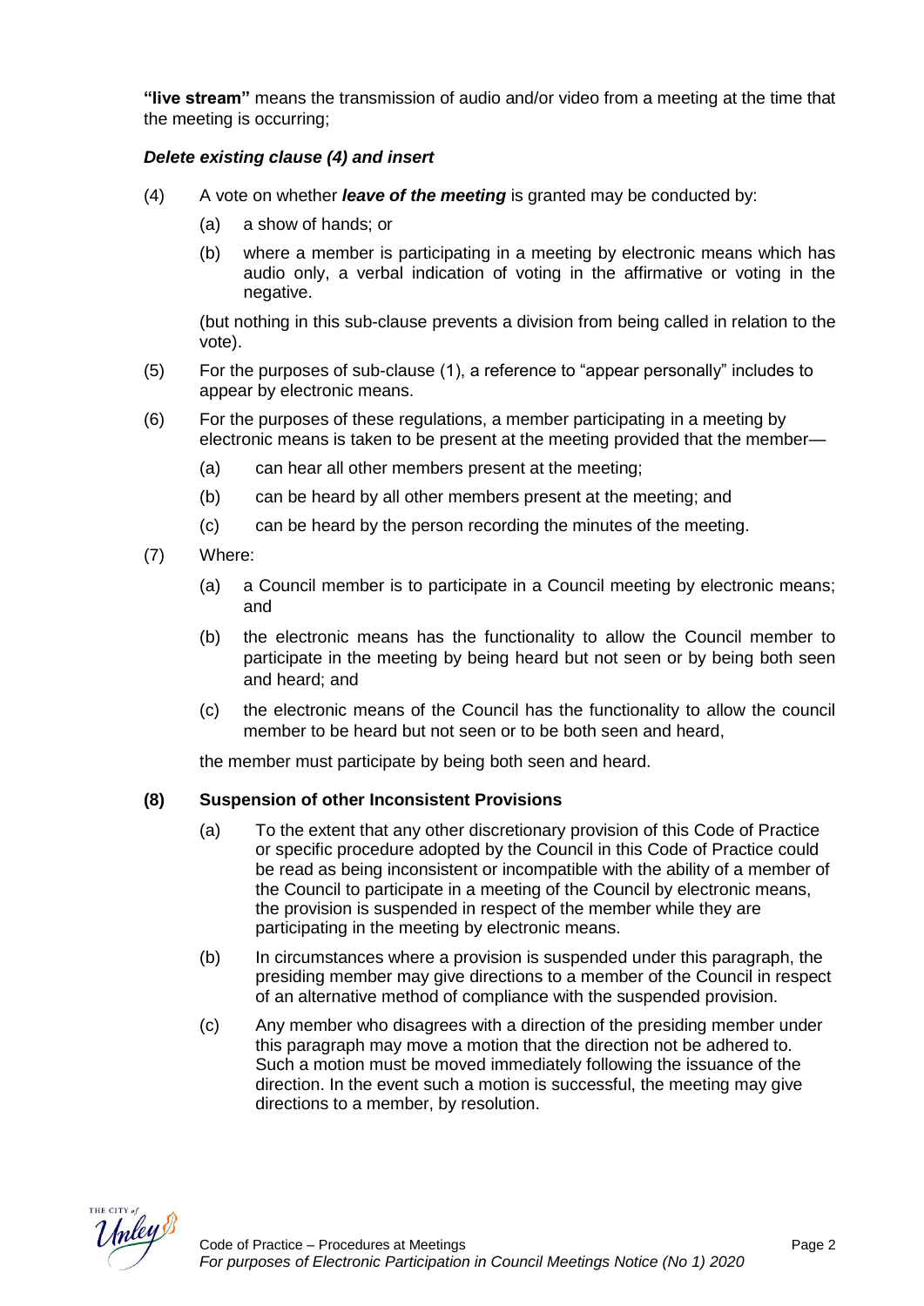**"live stream"** means the transmission of audio and/or video from a meeting at the time that the meeting is occurring;

***Delete existing clause (4) and insert***

(4) A vote on whether ***leave of the meeting*** is granted may be conducted by:

- (a) a show of hands; or
- (b) where a member is participating in a meeting by electronic means which has audio only, a verbal indication of voting in the affirmative or voting in the negative.

(but nothing in this sub-clause prevents a division from being called in relation to the vote).

(5) For the purposes of sub-clause (1), a reference to "appear personally" includes to appear by electronic means.

(6) For the purposes of these regulations, a member participating in a meeting by electronic means is taken to be present at the meeting provided that the member—

- (a) can hear all other members present at the meeting;
- (b) can be heard by all other members present at the meeting; and
- (c) can be heard by the person recording the minutes of the meeting.

(7) Where:

- (a) a Council member is to participate in a Council meeting by electronic means; and
- (b) the electronic means has the functionality to allow the Council member to participate in the meeting by being heard but not seen or by being both seen and heard; and
- (c) the electronic means of the Council has the functionality to allow the council member to be heard but not seen or to be both seen and heard,

the member must participate by being both seen and heard.

**(8) Suspension of other Inconsistent Provisions**

- (a) To the extent that any other discretionary provision of this Code of Practice or specific procedure adopted by the Council in this Code of Practice could be read as being inconsistent or incompatible with the ability of a member of the Council to participate in a meeting of the Council by electronic means, the provision is suspended in respect of the member while they are participating in the meeting by electronic means.
- (b) In circumstances where a provision is suspended under this paragraph, the presiding member may give directions to a member of the Council in respect of an alternative method of compliance with the suspended provision.
- (c) Any member who disagrees with a direction of the presiding member under this paragraph may move a motion that the direction not be adhered to. Such a motion must be moved immediately following the issuance of the direction. In the event such a motion is successful, the meeting may give directions to a member, by resolution.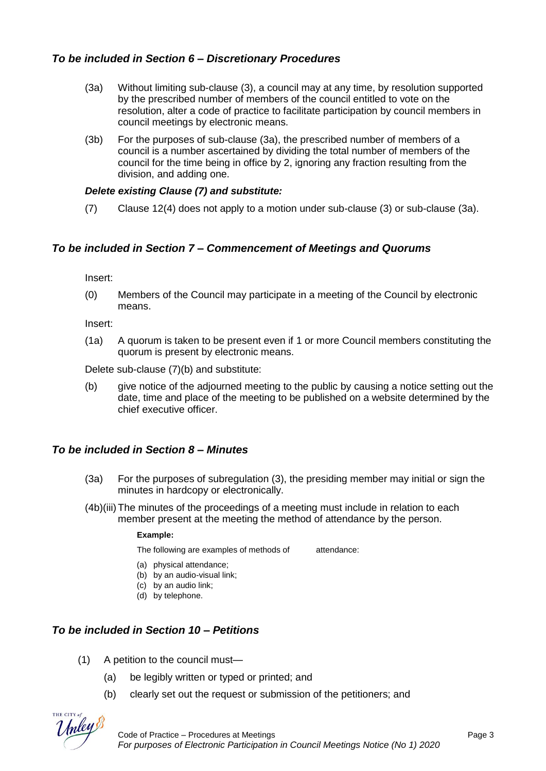## *To be included in Section 6 – Discretionary Procedures*

(3a) Without limiting sub-clause (3), a council may at any time, by resolution supported by the prescribed number of members of the council entitled to vote on the resolution, alter a code of practice to facilitate participation by council members in council meetings by electronic means.

(3b) For the purposes of sub-clause (3a), the prescribed number of members of a council is a number ascertained by dividing the total number of members of the council for the time being in office by 2, ignoring any fraction resulting from the division, and adding one.

***Delete existing Clause (7) and substitute:***

(7) Clause 12(4) does not apply to a motion under sub-clause (3) or sub-clause (3a).

## *To be included in Section 7 – Commencement of Meetings and Quorums*

Insert:

(0) Members of the Council may participate in a meeting of the Council by electronic means.

Insert:

(1a) A quorum is taken to be present even if 1 or more Council members constituting the quorum is present by electronic means.

Delete sub-clause (7)(b) and substitute:

(b) give notice of the adjourned meeting to the public by causing a notice setting out the date, time and place of the meeting to be published on a website determined by the chief executive officer.

## *To be included in Section 8 – Minutes*

(3a) For the purposes of subregulation (3), the presiding member may initial or sign the minutes in hardcopy or electronically.

(4b)(iii) The minutes of the proceedings of a meeting must include in relation to each member present at the meeting the method of attendance by the person.

**Example:**

The following are examples of methods of attendance:

(a) physical attendance;
(b) by an audio-visual link;
(c) by an audio link;
(d) by telephone.

## *To be included in Section 10 – Petitions*

(1) A petition to the council must—

(a) be legibly written or typed or printed; and

(b) clearly set out the request or submission of the petitioners; and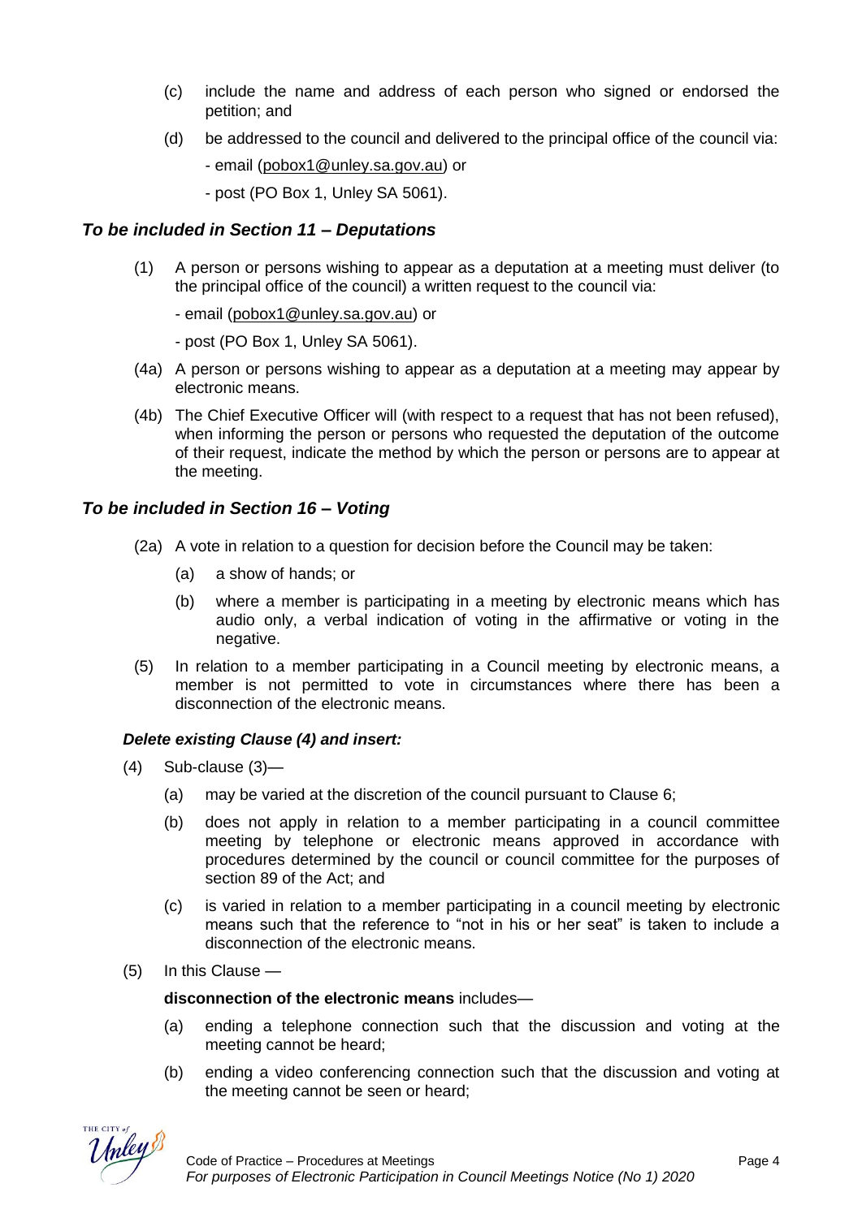(c) include the name and address of each person who signed or endorsed the petition; and

(d) be addressed to the council and delivered to the principal office of the council via:

- email (pobox1@unley.sa.gov.au) or

- post (PO Box 1, Unley SA 5061).

### *To be included in Section 11 – Deputations*

(1) A person or persons wishing to appear as a deputation at a meeting must deliver (to the principal office of the council) a written request to the council via:

- email (pobox1@unley.sa.gov.au) or

- post (PO Box 1, Unley SA 5061).

(4a) A person or persons wishing to appear as a deputation at a meeting may appear by electronic means.

(4b) The Chief Executive Officer will (with respect to a request that has not been refused), when informing the person or persons who requested the deputation of the outcome of their request, indicate the method by which the person or persons are to appear at the meeting.

### *To be included in Section 16 – Voting*

(2a) A vote in relation to a question for decision before the Council may be taken:

(a) a show of hands; or

(b) where a member is participating in a meeting by electronic means which has audio only, a verbal indication of voting in the affirmative or voting in the negative.

(5) In relation to a member participating in a Council meeting by electronic means, a member is not permitted to vote in circumstances where there has been a disconnection of the electronic means.

#### *Delete existing Clause (4) and insert:*

(4) Sub-clause (3)—

(a) may be varied at the discretion of the council pursuant to Clause 6;

(b) does not apply in relation to a member participating in a council committee meeting by telephone or electronic means approved in accordance with procedures determined by the council or council committee for the purposes of section 89 of the Act; and

(c) is varied in relation to a member participating in a council meeting by electronic means such that the reference to "not in his or her seat" is taken to include a disconnection of the electronic means.

(5) In this Clause —

**disconnection of the electronic means** includes—

(a) ending a telephone connection such that the discussion and voting at the meeting cannot be heard;

(b) ending a video conferencing connection such that the discussion and voting at the meeting cannot be seen or heard;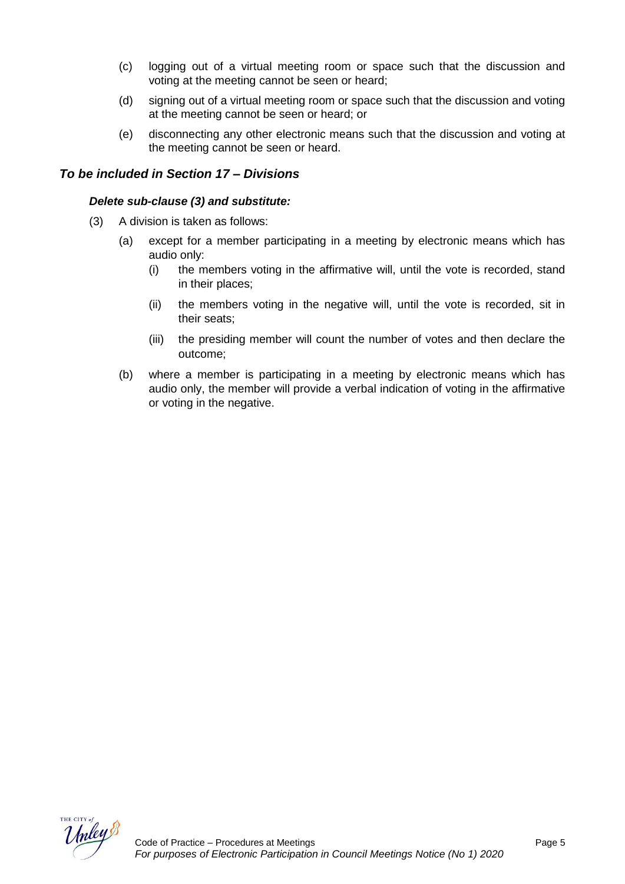(c) logging out of a virtual meeting room or space such that the discussion and voting at the meeting cannot be seen or heard;

(d) signing out of a virtual meeting room or space such that the discussion and voting at the meeting cannot be seen or heard; or

(e) disconnecting any other electronic means such that the discussion and voting at the meeting cannot be seen or heard.

## *To be included in Section 17 – Divisions*

***Delete sub-clause (3) and substitute:***

(3) A division is taken as follows:

- (a) except for a member participating in a meeting by electronic means which has audio only:
  - (i) the members voting in the affirmative will, until the vote is recorded, stand in their places;
  - (ii) the members voting in the negative will, until the vote is recorded, sit in their seats;
  - (iii) the presiding member will count the number of votes and then declare the outcome;
- (b) where a member is participating in a meeting by electronic means which has audio only, the member will provide a verbal indication of voting in the affirmative or voting in the negative.